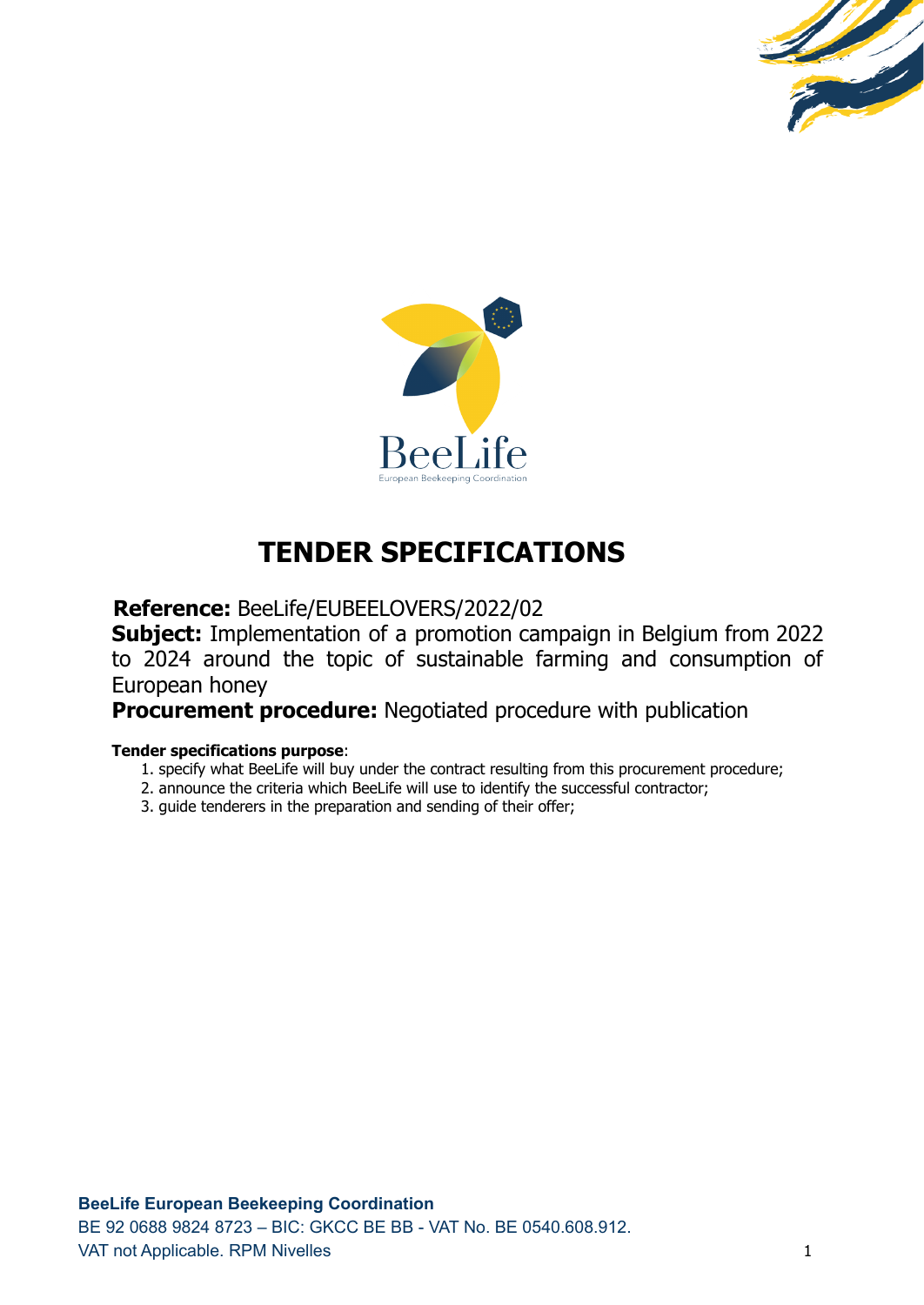BeeLife

European Beekeeping Coordination

# TENDER SPECIFICATIONS

**Reference:** BeeLife/EUBEELOVERS/2022/02

**Subject:** Implementation of a promotion campaign in Belgium from 2022 to 2024 around the topic of sustainable farming and consumption of European honey

**Procurement procedure:** Negotiated procedure with publication

**Tender specifications purpose**:

1. specify what BeeLife will buy under the contract resulting from this procurement procedure;
2. announce the criteria which BeeLife will use to identify the successful contractor;
3. guide tenderers in the preparation and sending of their offer;

**BeeLife European Beekeeping Coordination**
BE 92 0688 9824 8723 – BIC: GKCC BE BB - VAT No. BE 0540.608.912.
VAT not Applicable. RPM Nivelles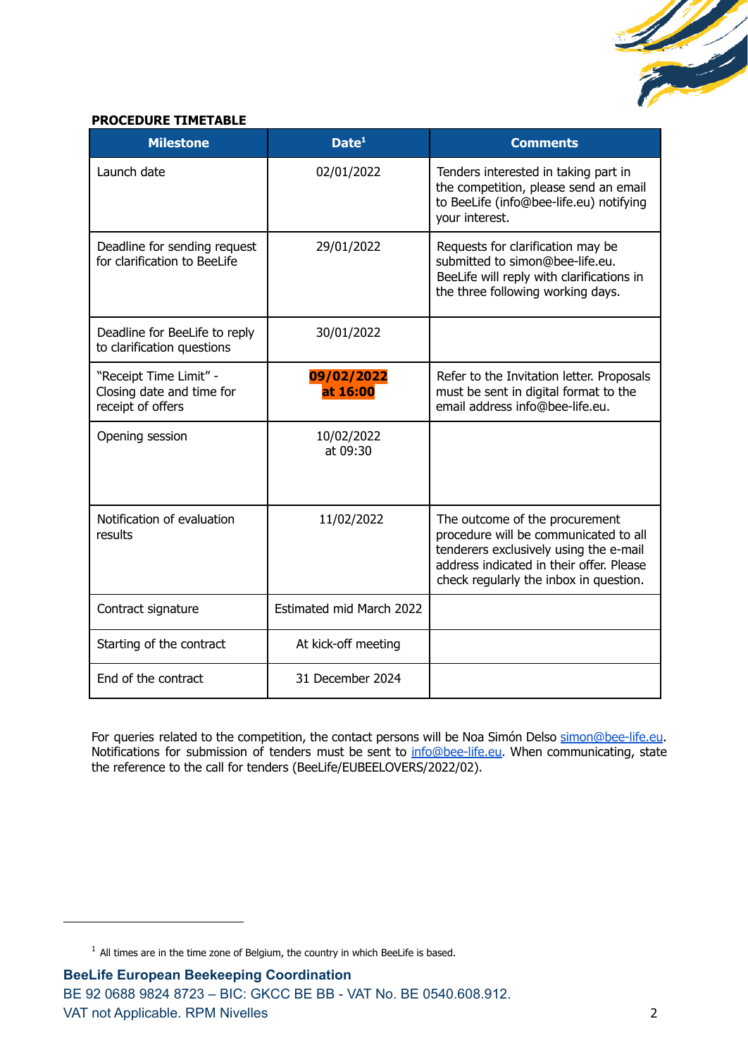**PROCEDURE TIMETABLE**

| Milestone | Date[1] | Comments |
|---|---|---|
| Launch date | 02/01/2022 | Tenders interested in taking part in the competition, please send an email to BeeLife (info@bee-life.eu) notifying your interest. |
| Deadline for sending request for clarification to BeeLife | 29/01/2022 | Requests for clarification may be submitted to simon@bee-life.eu. BeeLife will reply with clarifications in the three following working days. |
| Deadline for BeeLife to reply to clarification questions | 30/01/2022 | |
| "Receipt Time Limit" - Closing date and time for receipt of offers | **09/02/2022 at 16:00** | Refer to the Invitation letter. Proposals must be sent in digital format to the email address info@bee-life.eu. |
| Opening session | 10/02/2022 at 09:30 | |
| Notification of evaluation results | 11/02/2022 | The outcome of the procurement procedure will be communicated to all tenderers exclusively using the e-mail address indicated in their offer. Please check regularly the inbox in question. |
| Contract signature | Estimated mid March 2022 | |
| Starting of the contract | At kick-off meeting | |
| End of the contract | 31 December 2024 | |

For queries related to the competition, the contact persons will be Noa Simón Delso simon@bee-life.eu. Notifications for submission of tenders must be sent to info@bee-life.eu. When communicating, state the reference to the call for tenders (BeeLife/EUBEELOVERS/2022/02).

[1] All times are in the time zone of Belgium, the country in which BeeLife is based.

**BeeLife European Beekeeping Coordination**
BE 92 0688 9824 8723 – BIC: GKCC BE BB - VAT No. BE 0540.608.912.
VAT not Applicable. RPM Nivelles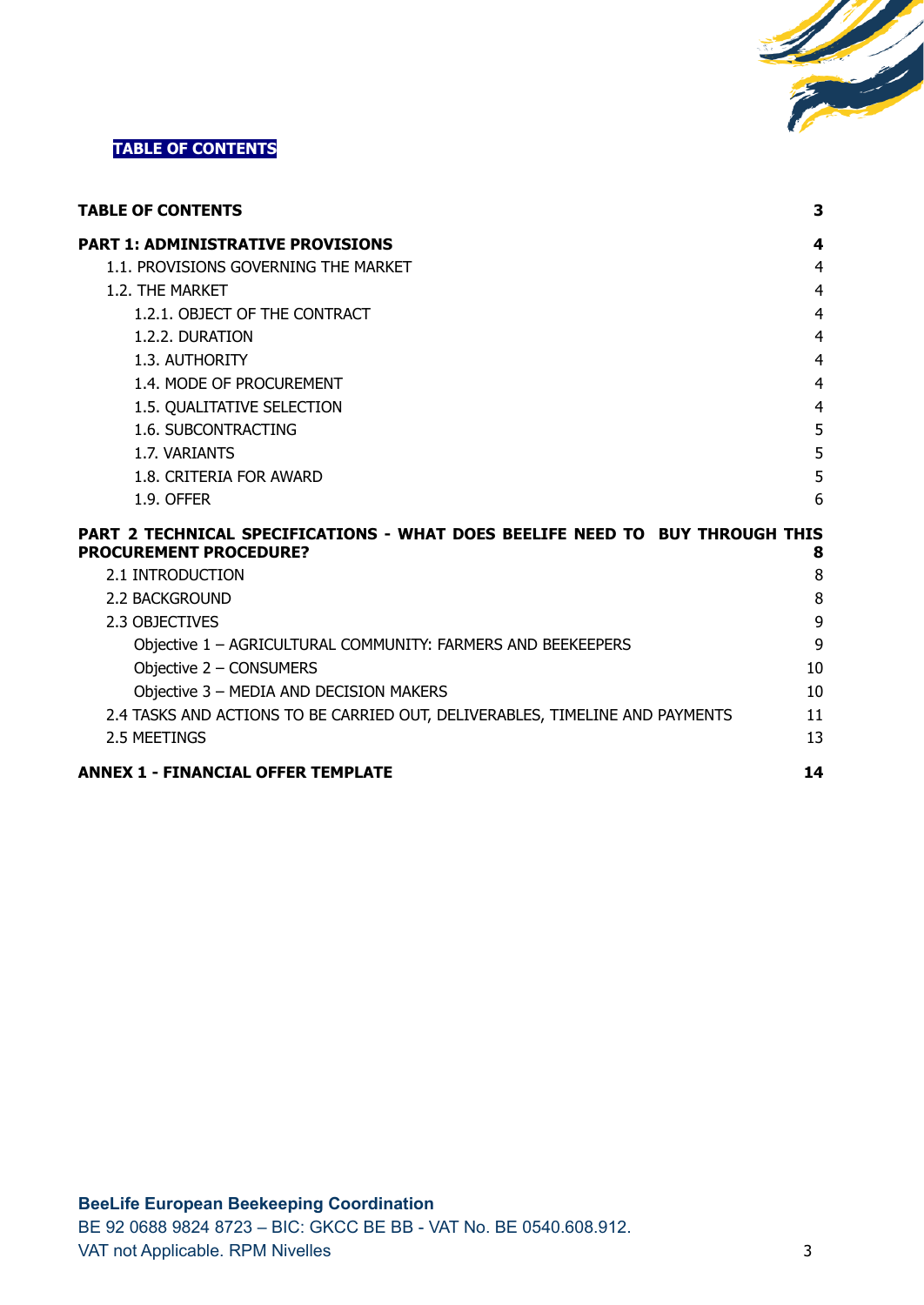**TABLE OF CONTENTS**

| | |
|---|---|
| **TABLE OF CONTENTS** | **3** |
| **PART 1: ADMINISTRATIVE PROVISIONS** | **4** |
| 1.1. PROVISIONS GOVERNING THE MARKET | 4 |
| 1.2. THE MARKET | 4 |
| 1.2.1. OBJECT OF THE CONTRACT | 4 |
| 1.2.2. DURATION | 4 |
| 1.3. AUTHORITY | 4 |
| 1.4. MODE OF PROCUREMENT | 4 |
| 1.5. QUALITATIVE SELECTION | 4 |
| 1.6. SUBCONTRACTING | 5 |
| 1.7. VARIANTS | 5 |
| 1.8. CRITERIA FOR AWARD | 5 |
| 1.9. OFFER | 6 |
| **PART 2 TECHNICAL SPECIFICATIONS - WHAT DOES BEELIFE NEED TO BUY THROUGH THIS PROCUREMENT PROCEDURE?** | **8** |
| 2.1 INTRODUCTION | 8 |
| 2.2 BACKGROUND | 8 |
| 2.3 OBJECTIVES | 9 |
| Objective 1 – AGRICULTURAL COMMUNITY: FARMERS AND BEEKEEPERS | 9 |
| Objective 2 – CONSUMERS | 10 |
| Objective 3 – MEDIA AND DECISION MAKERS | 10 |
| 2.4 TASKS AND ACTIONS TO BE CARRIED OUT, DELIVERABLES, TIMELINE AND PAYMENTS | 11 |
| 2.5 MEETINGS | 13 |
| **ANNEX 1 - FINANCIAL OFFER TEMPLATE** | **14** |

**BeeLife European Beekeeping Coordination**
BE 92 0688 9824 8723 – BIC: GKCC BE BB - VAT No. BE 0540.608.912.
VAT not Applicable. RPM Nivelles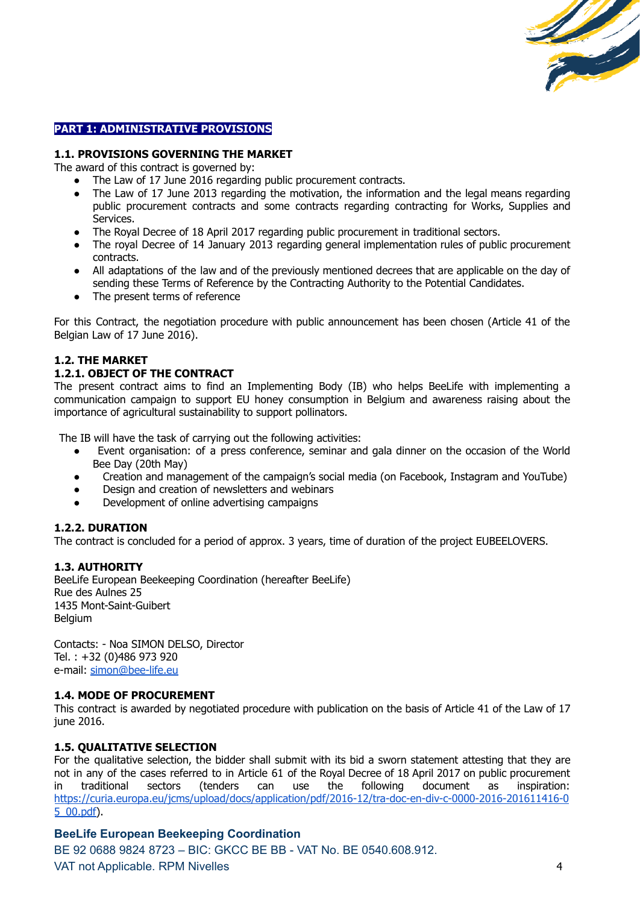# PART 1: ADMINISTRATIVE PROVISIONS

## 1.1. PROVISIONS GOVERNING THE MARKET

The award of this contract is governed by:

- The Law of 17 June 2016 regarding public procurement contracts.
- The Law of 17 June 2013 regarding the motivation, the information and the legal means regarding public procurement contracts and some contracts regarding contracting for Works, Supplies and Services.
- The Royal Decree of 18 April 2017 regarding public procurement in traditional sectors.
- The royal Decree of 14 January 2013 regarding general implementation rules of public procurement contracts.
- All adaptations of the law and of the previously mentioned decrees that are applicable on the day of sending these Terms of Reference by the Contracting Authority to the Potential Candidates.
- The present terms of reference

For this Contract, the negotiation procedure with public announcement has been chosen (Article 41 of the Belgian Law of 17 June 2016).

## 1.2. THE MARKET

### 1.2.1. OBJECT OF THE CONTRACT

The present contract aims to find an Implementing Body (IB) who helps BeeLife with implementing a communication campaign to support EU honey consumption in Belgium and awareness raising about the importance of agricultural sustainability to support pollinators.

The IB will have the task of carrying out the following activities:

- Event organisation: of a press conference, seminar and gala dinner on the occasion of the World Bee Day (20th May)
- Creation and management of the campaign's social media (on Facebook, Instagram and YouTube)
- Design and creation of newsletters and webinars
- Development of online advertising campaigns

### 1.2.2. DURATION

The contract is concluded for a period of approx. 3 years, time of duration of the project EUBEELOVERS.

## 1.3. AUTHORITY

BeeLife European Beekeeping Coordination (hereafter BeeLife)
Rue des Aulnes 25
1435 Mont-Saint-Guibert
Belgium

Contacts: - Noa SIMON DELSO, Director
Tel. : +32 (0)486 973 920
e-mail: [simon@bee-life.eu](mailto:simon@bee-life.eu)

## 1.4. MODE OF PROCUREMENT

This contract is awarded by negotiated procedure with publication on the basis of Article 41 of the Law of 17 june 2016.

## 1.5. QUALITATIVE SELECTION

For the qualitative selection, the bidder shall submit with its bid a sworn statement attesting that they are not in any of the cases referred to in Article 61 of the Royal Decree of 18 April 2017 on public procurement in traditional sectors (tenders can use the following document as inspiration: [https://curia.europa.eu/jcms/upload/docs/application/pdf/2016-12/tra-doc-en-div-c-0000-2016-201611416-05_00.pdf](https://curia.europa.eu/jcms/upload/docs/application/pdf/2016-12/tra-doc-en-div-c-0000-2016-201611416-05_00.pdf)).

**BeeLife European Beekeeping Coordination**
BE 92 0688 9824 8723 – BIC: GKCC BE BB - VAT No. BE 0540.608.912.
VAT not Applicable. RPM Nivelles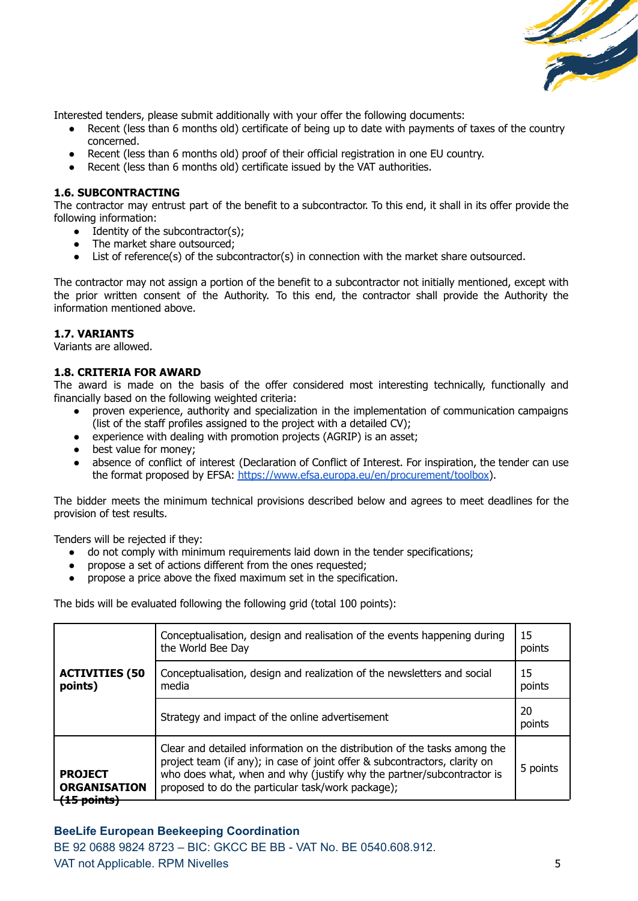Interested tenders, please submit additionally with your offer the following documents:

- Recent (less than 6 months old) certificate of being up to date with payments of taxes of the country concerned.
- Recent (less than 6 months old) proof of their official registration in one EU country.
- Recent (less than 6 months old) certificate issued by the VAT authorities.

### 1.6. SUBCONTRACTING

The contractor may entrust part of the benefit to a subcontractor. To this end, it shall in its offer provide the following information:

- Identity of the subcontractor(s);
- The market share outsourced;
- List of reference(s) of the subcontractor(s) in connection with the market share outsourced.

The contractor may not assign a portion of the benefit to a subcontractor not initially mentioned, except with the prior written consent of the Authority. To this end, the contractor shall provide the Authority the information mentioned above.

### 1.7. VARIANTS

Variants are allowed.

### 1.8. CRITERIA FOR AWARD

The award is made on the basis of the offer considered most interesting technically, functionally and financially based on the following weighted criteria:

- proven experience, authority and specialization in the implementation of communication campaigns (list of the staff profiles assigned to the project with a detailed CV);
- experience with dealing with promotion projects (AGRIP) is an asset;
- best value for money;
- absence of conflict of interest (Declaration of Conflict of Interest. For inspiration, the tender can use the format proposed by EFSA: https://www.efsa.europa.eu/en/procurement/toolbox).

The bidder meets the minimum technical provisions described below and agrees to meet deadlines for the provision of test results.

Tenders will be rejected if they:

- do not comply with minimum requirements laid down in the tender specifications;
- propose a set of actions different from the ones requested;
- propose a price above the fixed maximum set in the specification.

The bids will be evaluated following the following grid (total 100 points):

| | | |
|---|---|---|
| **ACTIVITIES (50 points)** | Conceptualisation, design and realisation of the events happening during the World Bee Day | 15 points |
| | Conceptualisation, design and realization of the newsletters and social media | 15 points |
| | Strategy and impact of the online advertisement | 20 points |
| **PROJECT ORGANISATION (15 points)** | Clear and detailed information on the distribution of the tasks among the project team (if any); in case of joint offer & subcontractors, clarity on who does what, when and why (justify why the partner/subcontractor is proposed to do the particular task/work package); | 5 points |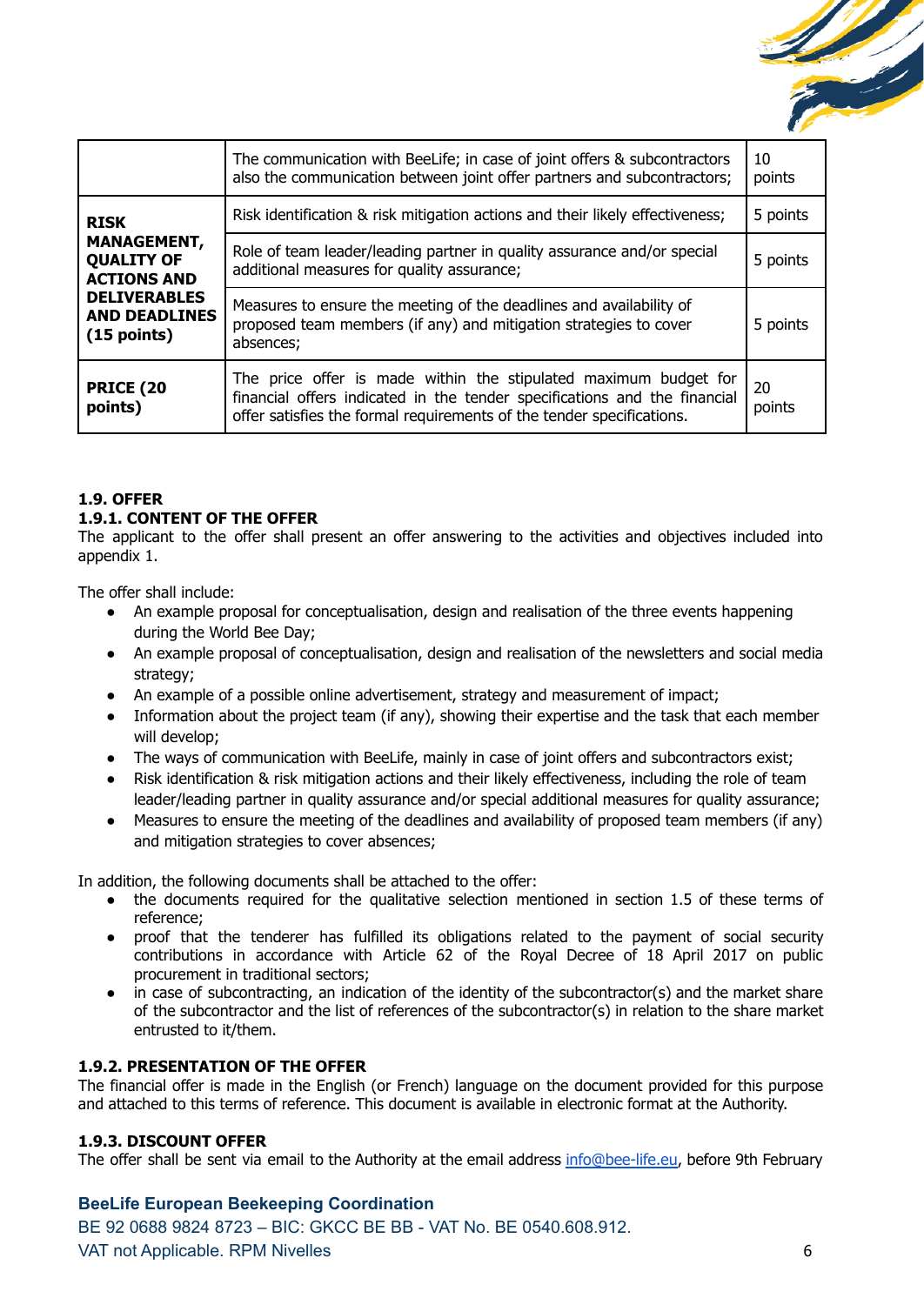|  | The communication with BeeLife; in case of joint offers & subcontractors also the communication between joint offer partners and subcontractors; | 10 points |
|---|---|---|
| **RISK MANAGEMENT, QUALITY OF ACTIONS AND DELIVERABLES AND DEADLINES (15 points)** | Risk identification & risk mitigation actions and their likely effectiveness; | 5 points |
|  | Role of team leader/leading partner in quality assurance and/or special additional measures for quality assurance; | 5 points |
|  | Measures to ensure the meeting of the deadlines and availability of proposed team members (if any) and mitigation strategies to cover absences; | 5 points |
| **PRICE (20 points)** | The price offer is made within the stipulated maximum budget for financial offers indicated in the tender specifications and the financial offer satisfies the formal requirements of the tender specifications. | 20 points |

**1.9. OFFER**

**1.9.1. CONTENT OF THE OFFER**

The applicant to the offer shall present an offer answering to the activities and objectives included into appendix 1.

The offer shall include:

- An example proposal for conceptualisation, design and realisation of the three events happening during the World Bee Day;
- An example proposal of conceptualisation, design and realisation of the newsletters and social media strategy;
- An example of a possible online advertisement, strategy and measurement of impact;
- Information about the project team (if any), showing their expertise and the task that each member will develop;
- The ways of communication with BeeLife, mainly in case of joint offers and subcontractors exist;
- Risk identification & risk mitigation actions and their likely effectiveness, including the role of team leader/leading partner in quality assurance and/or special additional measures for quality assurance;
- Measures to ensure the meeting of the deadlines and availability of proposed team members (if any) and mitigation strategies to cover absences;

In addition, the following documents shall be attached to the offer:

- the documents required for the qualitative selection mentioned in section 1.5 of these terms of reference;
- proof that the tenderer has fulfilled its obligations related to the payment of social security contributions in accordance with Article 62 of the Royal Decree of 18 April 2017 on public procurement in traditional sectors;
- in case of subcontracting, an indication of the identity of the subcontractor(s) and the market share of the subcontractor and the list of references of the subcontractor(s) in relation to the share market entrusted to it/them.

**1.9.2. PRESENTATION OF THE OFFER**

The financial offer is made in the English (or French) language on the document provided for this purpose and attached to this terms of reference. This document is available in electronic format at the Authority.

**1.9.3. DISCOUNT OFFER**

The offer shall be sent via email to the Authority at the email address info@bee-life.eu, before 9th February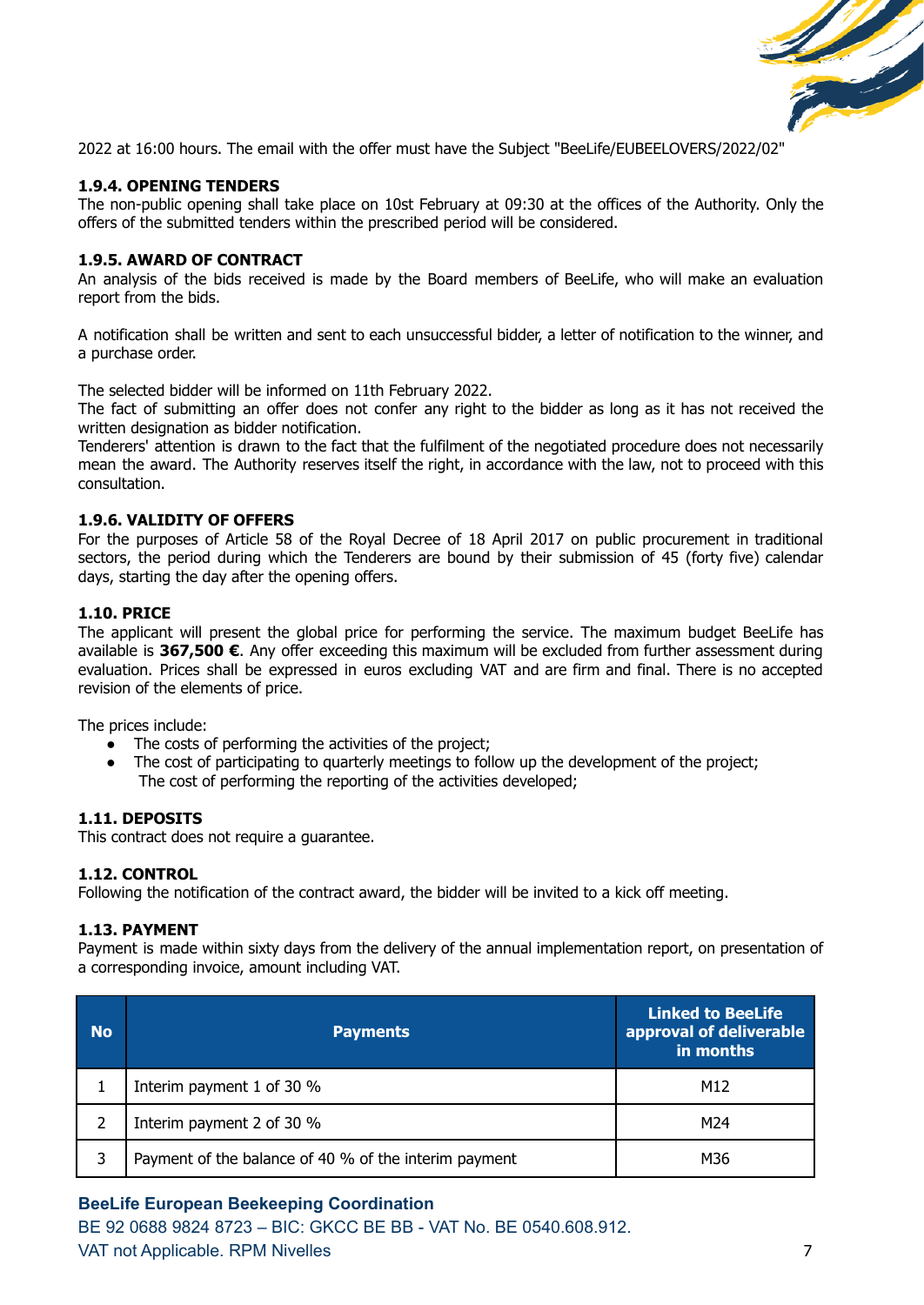2022 at 16:00 hours. The email with the offer must have the Subject "BeeLife/EUBEELOVERS/2022/02"

**1.9.4. OPENING TENDERS**

The non-public opening shall take place on 10st February at 09:30 at the offices of the Authority. Only the offers of the submitted tenders within the prescribed period will be considered.

**1.9.5. AWARD OF CONTRACT**

An analysis of the bids received is made by the Board members of BeeLife, who will make an evaluation report from the bids.

A notification shall be written and sent to each unsuccessful bidder, a letter of notification to the winner, and a purchase order.

The selected bidder will be informed on 11th February 2022.
The fact of submitting an offer does not confer any right to the bidder as long as it has not received the written designation as bidder notification.
Tenderers' attention is drawn to the fact that the fulfilment of the negotiated procedure does not necessarily mean the award. The Authority reserves itself the right, in accordance with the law, not to proceed with this consultation.

**1.9.6. VALIDITY OF OFFERS**

For the purposes of Article 58 of the Royal Decree of 18 April 2017 on public procurement in traditional sectors, the period during which the Tenderers are bound by their submission of 45 (forty five) calendar days, starting the day after the opening offers.

**1.10. PRICE**

The applicant will present the global price for performing the service. The maximum budget BeeLife has available is **367,500 €**. Any offer exceeding this maximum will be excluded from further assessment during evaluation. Prices shall be expressed in euros excluding VAT and are firm and final. There is no accepted revision of the elements of price.

The prices include:

- The costs of performing the activities of the project;
- The cost of participating to quarterly meetings to follow up the development of the project;
  The cost of performing the reporting of the activities developed;

**1.11. DEPOSITS**

This contract does not require a guarantee.

**1.12. CONTROL**

Following the notification of the contract award, the bidder will be invited to a kick off meeting.

**1.13. PAYMENT**

Payment is made within sixty days from the delivery of the annual implementation report, on presentation of a corresponding invoice, amount including VAT.

| No | Payments | Linked to BeeLife approval of deliverable in months |
|---|---|---|
| 1 | Interim payment 1 of 30 % | M12 |
| 2 | Interim payment 2 of 30 % | M24 |
| 3 | Payment of the balance of 40 % of the interim payment | M36 |

**BeeLife European Beekeeping Coordination**
BE 92 0688 9824 8723 – BIC: GKCC BE BB - VAT No. BE 0540.608.912.
VAT not Applicable. RPM Nivelles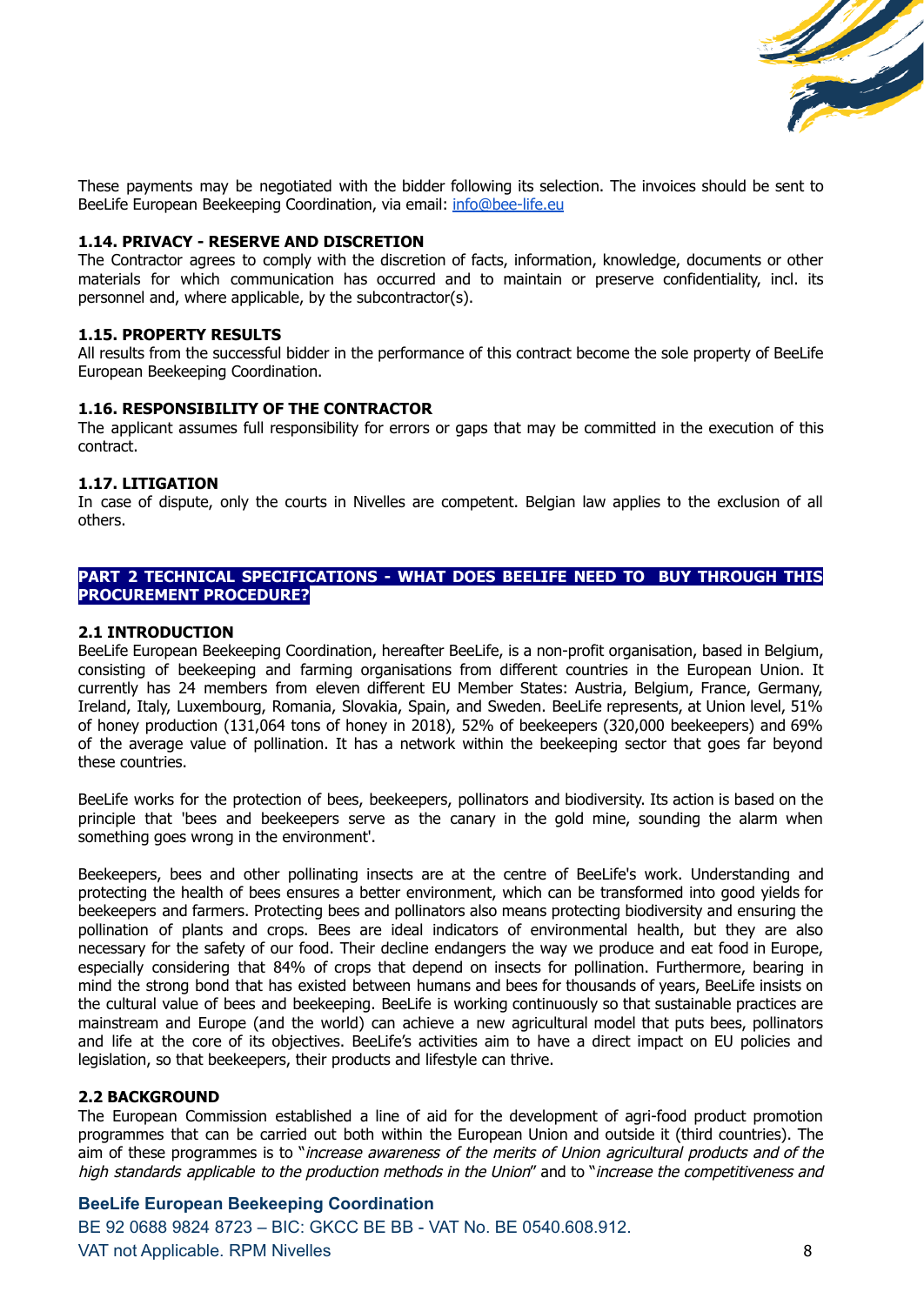These payments may be negotiated with the bidder following its selection. The invoices should be sent to BeeLife European Beekeeping Coordination, via email: [info@bee-life.eu](mailto:info@bee-life.eu)

### 1.14. PRIVACY - RESERVE AND DISCRETION

The Contractor agrees to comply with the discretion of facts, information, knowledge, documents or other materials for which communication has occurred and to maintain or preserve confidentiality, incl. its personnel and, where applicable, by the subcontractor(s).

### 1.15. PROPERTY RESULTS

All results from the successful bidder in the performance of this contract become the sole property of BeeLife European Beekeeping Coordination.

### 1.16. RESPONSIBILITY OF THE CONTRACTOR

The applicant assumes full responsibility for errors or gaps that may be committed in the execution of this contract.

### 1.17. LITIGATION

In case of dispute, only the courts in Nivelles are competent. Belgian law applies to the exclusion of all others.

## PART 2 TECHNICAL SPECIFICATIONS - WHAT DOES BEELIFE NEED TO BUY THROUGH THIS PROCUREMENT PROCEDURE?

### 2.1 INTRODUCTION

BeeLife European Beekeeping Coordination, hereafter BeeLife, is a non-profit organisation, based in Belgium, consisting of beekeeping and farming organisations from different countries in the European Union. It currently has 24 members from eleven different EU Member States: Austria, Belgium, France, Germany, Ireland, Italy, Luxembourg, Romania, Slovakia, Spain, and Sweden. BeeLife represents, at Union level, 51% of honey production (131,064 tons of honey in 2018), 52% of beekeepers (320,000 beekeepers) and 69% of the average value of pollination. It has a network within the beekeeping sector that goes far beyond these countries.

BeeLife works for the protection of bees, beekeepers, pollinators and biodiversity. Its action is based on the principle that 'bees and beekeepers serve as the canary in the gold mine, sounding the alarm when something goes wrong in the environment'.

Beekeepers, bees and other pollinating insects are at the centre of BeeLife's work. Understanding and protecting the health of bees ensures a better environment, which can be transformed into good yields for beekeepers and farmers. Protecting bees and pollinators also means protecting biodiversity and ensuring the pollination of plants and crops. Bees are ideal indicators of environmental health, but they are also necessary for the safety of our food. Their decline endangers the way we produce and eat food in Europe, especially considering that 84% of crops that depend on insects for pollination. Furthermore, bearing in mind the strong bond that has existed between humans and bees for thousands of years, BeeLife insists on the cultural value of bees and beekeeping. BeeLife is working continuously so that sustainable practices are mainstream and Europe (and the world) can achieve a new agricultural model that puts bees, pollinators and life at the core of its objectives. BeeLife's activities aim to have a direct impact on EU policies and legislation, so that beekeepers, their products and lifestyle can thrive.

### 2.2 BACKGROUND

The European Commission established a line of aid for the development of agri-food product promotion programmes that can be carried out both within the European Union and outside it (third countries). The aim of these programmes is to "*increase awareness of the merits of Union agricultural products and of the high standards applicable to the production methods in the Union*" and to "*increase the competitiveness and*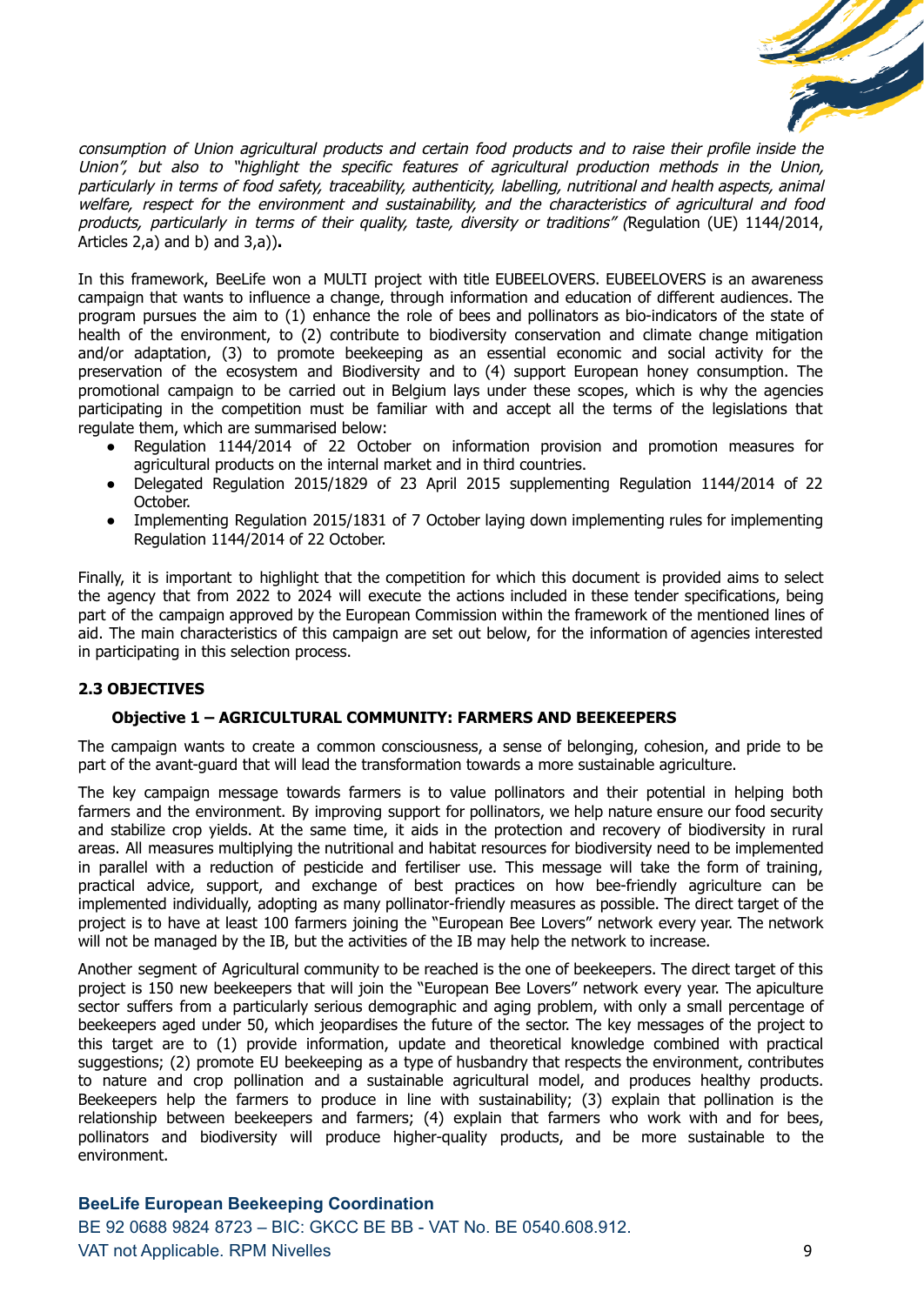*consumption of Union agricultural products and certain food products and to raise their profile inside the Union", but also to "highlight the specific features of agricultural production methods in the Union, particularly in terms of food safety, traceability, authenticity, labelling, nutritional and health aspects, animal welfare, respect for the environment and sustainability, and the characteristics of agricultural and food products, particularly in terms of their quality, taste, diversity or traditions" (*Regulation (UE) 1144/2014, Articles 2,a) and b) and 3,a))**.**

In this framework, BeeLife won a MULTI project with title EUBEELOVERS. EUBEELOVERS is an awareness campaign that wants to influence a change, through information and education of different audiences. The program pursues the aim to (1) enhance the role of bees and pollinators as bio-indicators of the state of health of the environment, to (2) contribute to biodiversity conservation and climate change mitigation and/or adaptation, (3) to promote beekeeping as an essential economic and social activity for the preservation of the ecosystem and Biodiversity and to (4) support European honey consumption. The promotional campaign to be carried out in Belgium lays under these scopes, which is why the agencies participating in the competition must be familiar with and accept all the terms of the legislations that regulate them, which are summarised below:

- Regulation 1144/2014 of 22 October on information provision and promotion measures for agricultural products on the internal market and in third countries.
- Delegated Regulation 2015/1829 of 23 April 2015 supplementing Regulation 1144/2014 of 22 October.
- Implementing Regulation 2015/1831 of 7 October laying down implementing rules for implementing Regulation 1144/2014 of 22 October.

Finally, it is important to highlight that the competition for which this document is provided aims to select the agency that from 2022 to 2024 will execute the actions included in these tender specifications, being part of the campaign approved by the European Commission within the framework of the mentioned lines of aid. The main characteristics of this campaign are set out below, for the information of agencies interested in participating in this selection process.

### 2.3 OBJECTIVES

#### Objective 1 – AGRICULTURAL COMMUNITY: FARMERS AND BEEKEEPERS

The campaign wants to create a common consciousness, a sense of belonging, cohesion, and pride to be part of the avant-guard that will lead the transformation towards a more sustainable agriculture.

The key campaign message towards farmers is to value pollinators and their potential in helping both farmers and the environment. By improving support for pollinators, we help nature ensure our food security and stabilize crop yields. At the same time, it aids in the protection and recovery of biodiversity in rural areas. All measures multiplying the nutritional and habitat resources for biodiversity need to be implemented in parallel with a reduction of pesticide and fertiliser use. This message will take the form of training, practical advice, support, and exchange of best practices on how bee-friendly agriculture can be implemented individually, adopting as many pollinator-friendly measures as possible. The direct target of the project is to have at least 100 farmers joining the "European Bee Lovers" network every year. The network will not be managed by the IB, but the activities of the IB may help the network to increase.

Another segment of Agricultural community to be reached is the one of beekeepers. The direct target of this project is 150 new beekeepers that will join the "European Bee Lovers" network every year. The apiculture sector suffers from a particularly serious demographic and aging problem, with only a small percentage of beekeepers aged under 50, which jeopardises the future of the sector. The key messages of the project to this target are to (1) provide information, update and theoretical knowledge combined with practical suggestions; (2) promote EU beekeeping as a type of husbandry that respects the environment, contributes to nature and crop pollination and a sustainable agricultural model, and produces healthy products. Beekeepers help the farmers to produce in line with sustainability; (3) explain that pollination is the relationship between beekeepers and farmers; (4) explain that farmers who work with and for bees, pollinators and biodiversity will produce higher-quality products, and be more sustainable to the environment.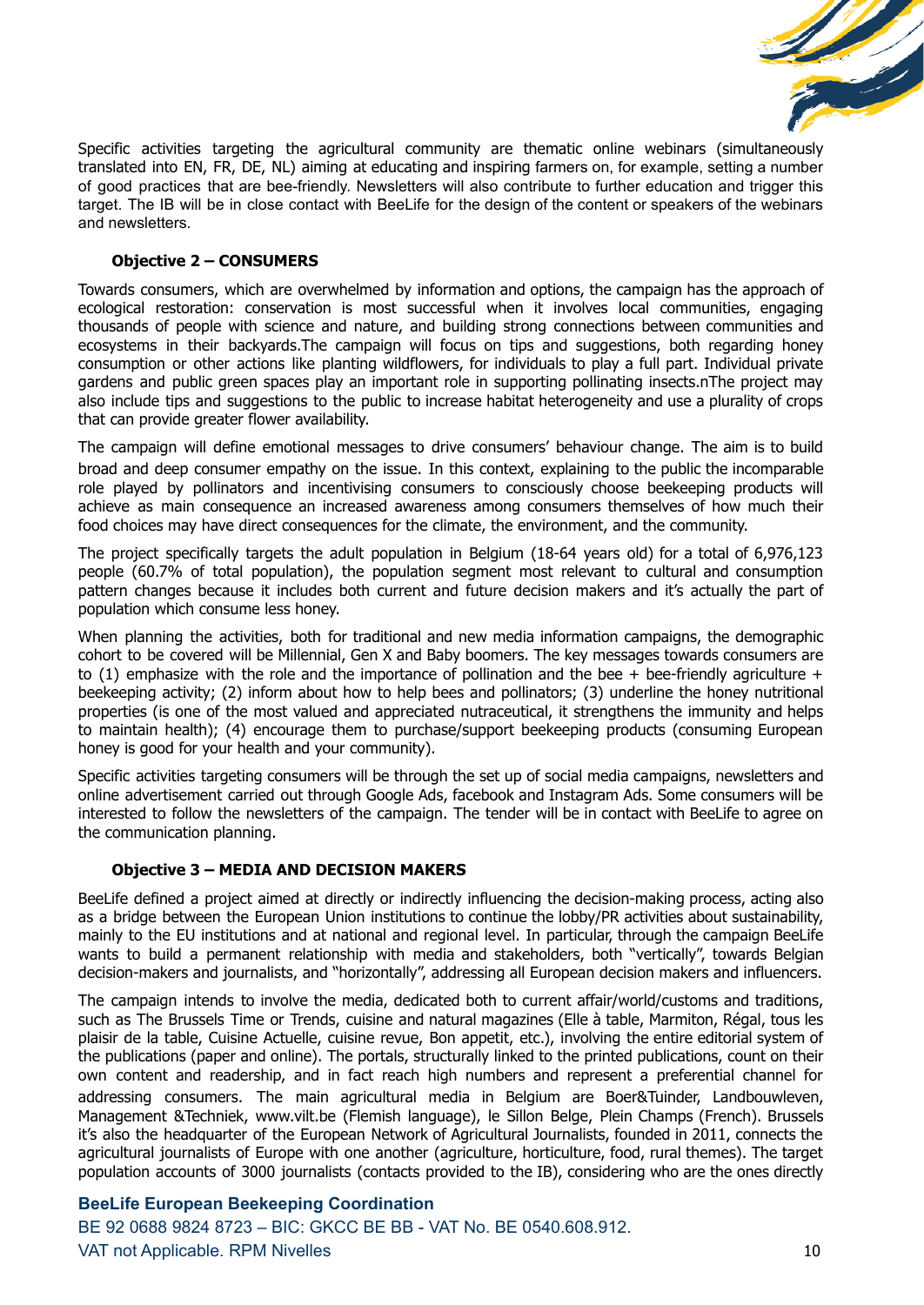Specific activities targeting the agricultural community are thematic online webinars (simultaneously translated into EN, FR, DE, NL) aiming at educating and inspiring farmers on, for example, setting a number of good practices that are bee-friendly. Newsletters will also contribute to further education and trigger this target. The IB will be in close contact with BeeLife for the design of the content or speakers of the webinars and newsletters.

**Objective 2 – CONSUMERS**

Towards consumers, which are overwhelmed by information and options, the campaign has the approach of ecological restoration: conservation is most successful when it involves local communities, engaging thousands of people with science and nature, and building strong connections between communities and ecosystems in their backyards.The campaign will focus on tips and suggestions, both regarding honey consumption or other actions like planting wildflowers, for individuals to play a full part. Individual private gardens and public green spaces play an important role in supporting pollinating insects.nThe project may also include tips and suggestions to the public to increase habitat heterogeneity and use a plurality of crops that can provide greater flower availability.

The campaign will define emotional messages to drive consumers' behaviour change. The aim is to build broad and deep consumer empathy on the issue. In this context, explaining to the public the incomparable role played by pollinators and incentivising consumers to consciously choose beekeeping products will achieve as main consequence an increased awareness among consumers themselves of how much their food choices may have direct consequences for the climate, the environment, and the community.

The project specifically targets the adult population in Belgium (18-64 years old) for a total of 6,976,123 people (60.7% of total population), the population segment most relevant to cultural and consumption pattern changes because it includes both current and future decision makers and it's actually the part of population which consume less honey.

When planning the activities, both for traditional and new media information campaigns, the demographic cohort to be covered will be Millennial, Gen X and Baby boomers. The key messages towards consumers are to (1) emphasize with the role and the importance of pollination and the bee + bee-friendly agriculture + beekeeping activity; (2) inform about how to help bees and pollinators; (3) underline the honey nutritional properties (is one of the most valued and appreciated nutraceutical, it strengthens the immunity and helps to maintain health); (4) encourage them to purchase/support beekeeping products (consuming European honey is good for your health and your community).

Specific activities targeting consumers will be through the set up of social media campaigns, newsletters and online advertisement carried out through Google Ads, facebook and Instagram Ads. Some consumers will be interested to follow the newsletters of the campaign. The tender will be in contact with BeeLife to agree on the communication planning.

**Objective 3 – MEDIA AND DECISION MAKERS**

BeeLife defined a project aimed at directly or indirectly influencing the decision-making process, acting also as a bridge between the European Union institutions to continue the lobby/PR activities about sustainability, mainly to the EU institutions and at national and regional level. In particular, through the campaign BeeLife wants to build a permanent relationship with media and stakeholders, both "vertically", towards Belgian decision-makers and journalists, and "horizontally", addressing all European decision makers and influencers.

The campaign intends to involve the media, dedicated both to current affair/world/customs and traditions, such as The Brussels Time or Trends, cuisine and natural magazines (Elle à table, Marmiton, Régal, tous les plaisir de la table, Cuisine Actuelle, cuisine revue, Bon appetit, etc.), involving the entire editorial system of the publications (paper and online). The portals, structurally linked to the printed publications, count on their own content and readership, and in fact reach high numbers and represent a preferential channel for addressing consumers. The main agricultural media in Belgium are Boer&Tuinder, Landbouwleven, Management &Techniek, www.vilt.be (Flemish language), le Sillon Belge, Plein Champs (French). Brussels it's also the headquarter of the European Network of Agricultural Journalists, founded in 2011, connects the agricultural journalists of Europe with one another (agriculture, horticulture, food, rural themes). The target population accounts of 3000 journalists (contacts provided to the IB), considering who are the ones directly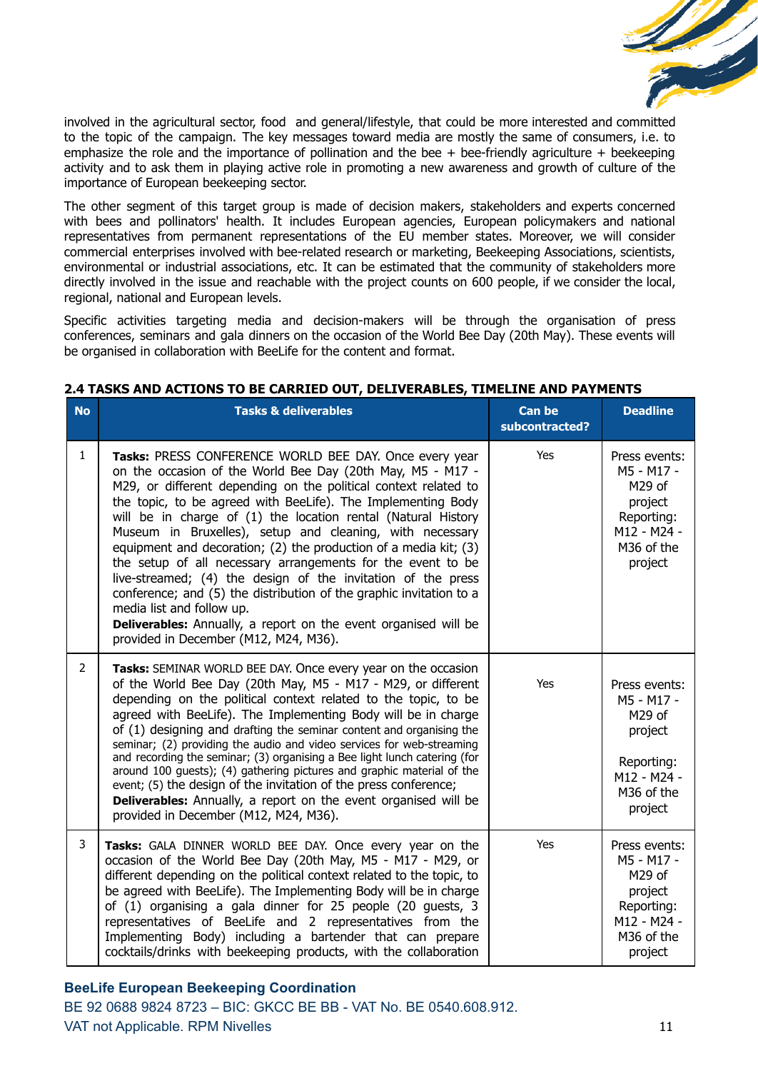involved in the agricultural sector, food and general/lifestyle, that could be more interested and committed to the topic of the campaign. The key messages toward media are mostly the same of consumers, i.e. to emphasize the role and the importance of pollination and the bee + bee-friendly agriculture + beekeeping activity and to ask them in playing active role in promoting a new awareness and growth of culture of the importance of European beekeeping sector.

The other segment of this target group is made of decision makers, stakeholders and experts concerned with bees and pollinators' health. It includes European agencies, European policymakers and national representatives from permanent representations of the EU member states. Moreover, we will consider commercial enterprises involved with bee-related research or marketing, Beekeeping Associations, scientists, environmental or industrial associations, etc. It can be estimated that the community of stakeholders more directly involved in the issue and reachable with the project counts on 600 people, if we consider the local, regional, national and European levels.

Specific activities targeting media and decision-makers will be through the organisation of press conferences, seminars and gala dinners on the occasion of the World Bee Day (20th May). These events will be organised in collaboration with BeeLife for the content and format.

### 2.4 TASKS AND ACTIONS TO BE CARRIED OUT, DELIVERABLES, TIMELINE AND PAYMENTS

| No | Tasks & deliverables | Can be subcontracted? | Deadline |
|---|---|---|---|
| 1 | **Tasks:** PRESS CONFERENCE WORLD BEE DAY. Once every year on the occasion of the World Bee Day (20th May, M5 - M17 - M29, or different depending on the political context related to the topic, to be agreed with BeeLife). The Implementing Body will be in charge of (1) the location rental (Natural History Museum in Bruxelles), setup and cleaning, with necessary equipment and decoration; (2) the production of a media kit; (3) the setup of all necessary arrangements for the event to be live-streamed; (4) the design of the invitation of the press conference; and (5) the distribution of the graphic invitation to a media list and follow up.<br>**Deliverables:** Annually, a report on the event organised will be provided in December (M12, M24, M36). | Yes | Press events: M5 - M17 - M29 of project Reporting: M12 - M24 - M36 of the project |
| 2 | **Tasks:** SEMINAR WORLD BEE DAY. Once every year on the occasion of the World Bee Day (20th May, M5 - M17 - M29, or different depending on the political context related to the topic, to be agreed with BeeLife). The Implementing Body will be in charge of (1) designing and drafting the seminar content and organising the seminar; (2) providing the audio and video services for web-streaming and recording the seminar; (3) organising a Bee light lunch catering (for around 100 guests); (4) gathering pictures and graphic material of the event; (5) the design of the invitation of the press conference;<br>**Deliverables:** Annually, a report on the event organised will be provided in December (M12, M24, M36). | Yes | Press events: M5 - M17 - M29 of project<br><br>Reporting: M12 - M24 - M36 of the project |
| 3 | **Tasks:** GALA DINNER WORLD BEE DAY. Once every year on the occasion of the World Bee Day (20th May, M5 - M17 - M29, or different depending on the political context related to the topic, to be agreed with BeeLife). The Implementing Body will be in charge of (1) organising a gala dinner for 25 people (20 guests, 3 representatives of BeeLife and 2 representatives from the Implementing Body) including a bartender that can prepare cocktails/drinks with beekeeping products, with the collaboration | Yes | Press events: M5 - M17 - M29 of project Reporting: M12 - M24 - M36 of the project |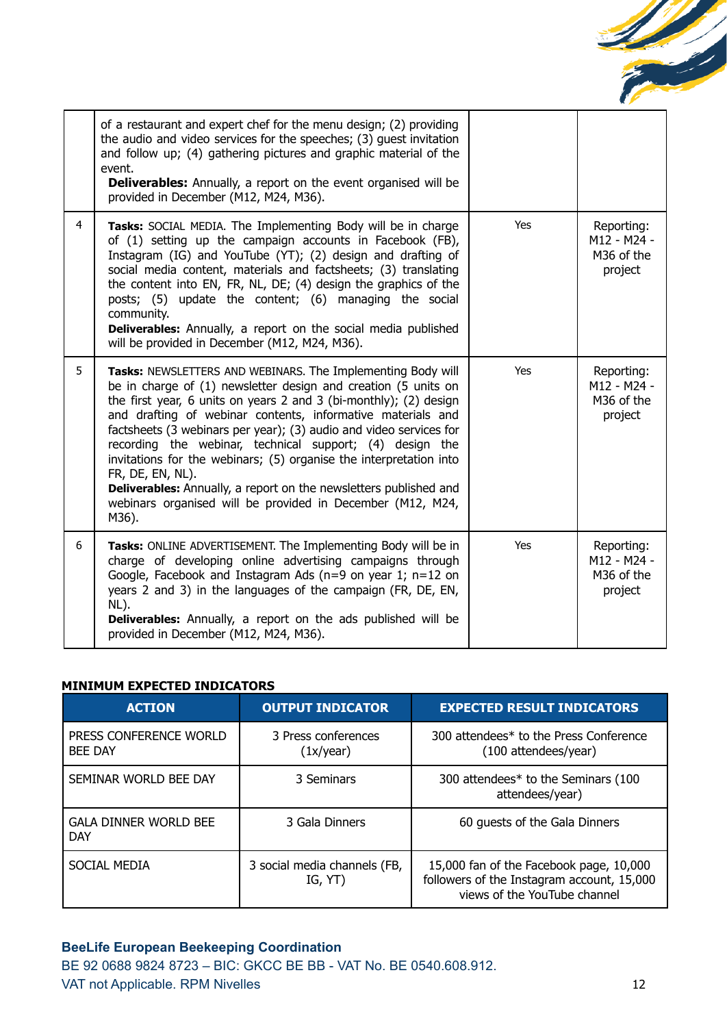|  | of a restaurant and expert chef for the menu design; (2) providing the audio and video services for the speeches; (3) guest invitation and follow up; (4) gathering pictures and graphic material of the event.<br>**Deliverables:** Annually, a report on the event organised will be provided in December (M12, M24, M36). |  |  |
|---|---|---|---|
| 4 | **Tasks:** SOCIAL MEDIA. The Implementing Body will be in charge of (1) setting up the campaign accounts in Facebook (FB), Instagram (IG) and YouTube (YT); (2) design and drafting of social media content, materials and factsheets; (3) translating the content into EN, FR, NL, DE; (4) design the graphics of the posts; (5) update the content; (6) managing the social community.<br>**Deliverables:** Annually, a report on the social media published will be provided in December (M12, M24, M36). | Yes | Reporting: M12 - M24 - M36 of the project |
| 5 | **Tasks:** NEWSLETTERS AND WEBINARS. The Implementing Body will be in charge of (1) newsletter design and creation (5 units on the first year, 6 units on years 2 and 3 (bi-monthly); (2) design and drafting of webinar contents, informative materials and factsheets (3 webinars per year); (3) audio and video services for recording the webinar, technical support; (4) design the invitations for the webinars; (5) organise the interpretation into FR, DE, EN, NL).<br>**Deliverables:** Annually, a report on the newsletters published and webinars organised will be provided in December (M12, M24, M36). | Yes | Reporting: M12 - M24 - M36 of the project |
| 6 | **Tasks:** ONLINE ADVERTISEMENT. The Implementing Body will be in charge of developing online advertising campaigns through Google, Facebook and Instagram Ads (n=9 on year 1; n=12 on years 2 and 3) in the languages of the campaign (FR, DE, EN, NL).<br>**Deliverables:** Annually, a report on the ads published will be provided in December (M12, M24, M36). | Yes | Reporting: M12 - M24 - M36 of the project |

**MINIMUM EXPECTED INDICATORS**

| ACTION | OUTPUT INDICATOR | EXPECTED RESULT INDICATORS |
|---|---|---|
| PRESS CONFERENCE WORLD BEE DAY | 3 Press conferences (1x/year) | 300 attendees* to the Press Conference (100 attendees/year) |
| SEMINAR WORLD BEE DAY | 3 Seminars | 300 attendees* to the Seminars (100 attendees/year) |
| GALA DINNER WORLD BEE DAY | 3 Gala Dinners | 60 guests of the Gala Dinners |
| SOCIAL MEDIA | 3 social media channels (FB, IG, YT) | 15,000 fan of the Facebook page, 10,000 followers of the Instagram account, 15,000 views of the YouTube channel |

**BeeLife European Beekeeping Coordination**
BE 92 0688 9824 8723 – BIC: GKCC BE BB - VAT No. BE 0540.608.912.
VAT not Applicable. RPM Nivelles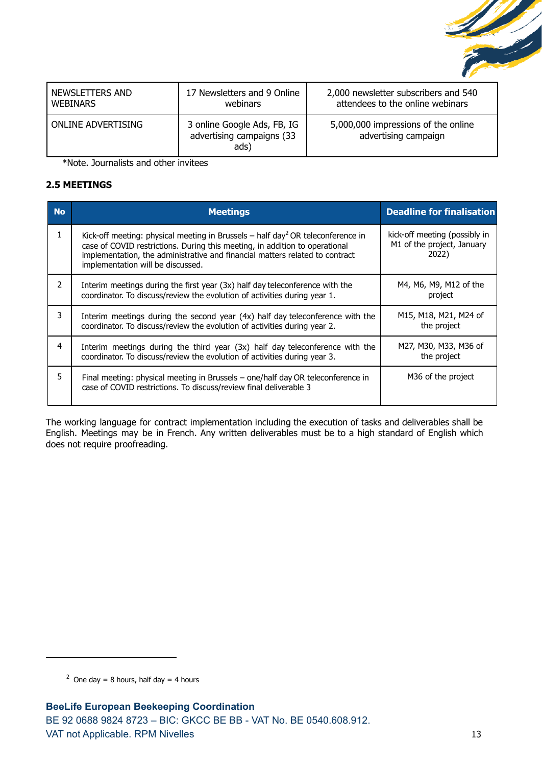| NEWSLETTERS AND WEBINARS | 17 Newsletters and 9 Online webinars | 2,000 newsletter subscribers and 540 attendees to the online webinars |
|---|---|---|
| ONLINE ADVERTISING | 3 online Google Ads, FB, IG advertising campaigns (33 ads) | 5,000,000 impressions of the online advertising campaign |

*Note. Journalists and other invitees

### 2.5 MEETINGS

| No | Meetings | Deadline for finalisation |
|---|---|---|
| 1 | Kick-off meeting: physical meeting in Brussels – half day[2] OR teleconference in case of COVID restrictions. During this meeting, in addition to operational implementation, the administrative and financial matters related to contract implementation will be discussed. | kick-off meeting (possibly in M1 of the project, January 2022) |
| 2 | Interim meetings during the first year (3x) half day teleconference with the coordinator. To discuss/review the evolution of activities during year 1. | M4, M6, M9, M12 of the project |
| 3 | Interim meetings during the second year (4x) half day teleconference with the coordinator. To discuss/review the evolution of activities during year 2. | M15, M18, M21, M24 of the project |
| 4 | Interim meetings during the third year (3x) half day teleconference with the coordinator. To discuss/review the evolution of activities during year 3. | M27, M30, M33, M36 of the project |
| 5 | Final meeting: physical meeting in Brussels – one/half day OR teleconference in case of COVID restrictions. To discuss/review final deliverable 3 | M36 of the project |

The working language for contract implementation including the execution of tasks and deliverables shall be English. Meetings may be in French. Any written deliverables must be to a high standard of English which does not require proofreading.

[2] One day = 8 hours, half day = 4 hours

**BeeLife European Beekeeping Coordination**
BE 92 0688 9824 8723 – BIC: GKCC BE BB - VAT No. BE 0540.608.912.
VAT not Applicable. RPM Nivelles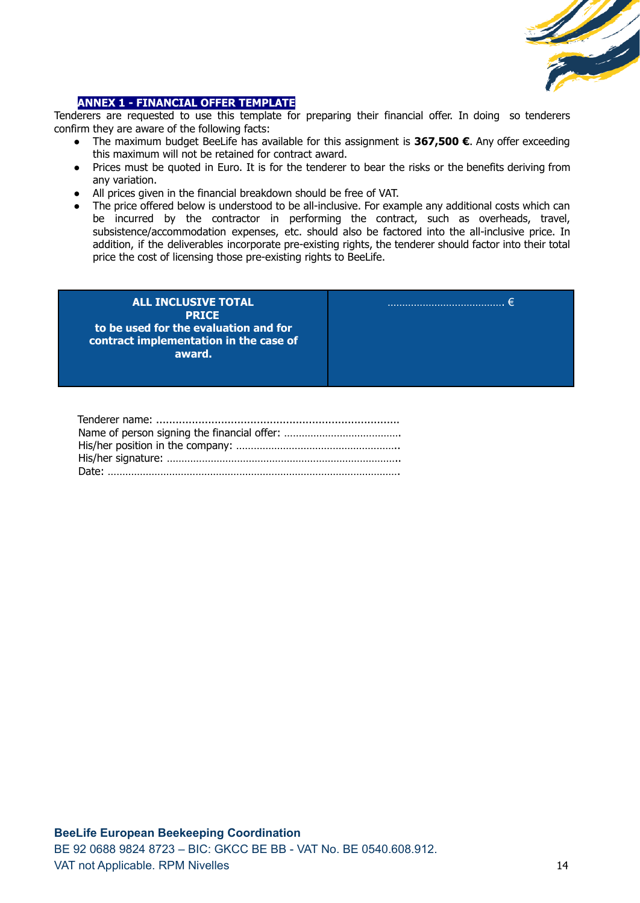## ANNEX 1 - FINANCIAL OFFER TEMPLATE

Tenderers are requested to use this template for preparing their financial offer. In doing so tenderers confirm they are aware of the following facts:

- The maximum budget BeeLife has available for this assignment is **367,500 €**. Any offer exceeding this maximum will not be retained for contract award.
- Prices must be quoted in Euro. It is for the tenderer to bear the risks or the benefits deriving from any variation.
- All prices given in the financial breakdown should be free of VAT.
- The price offered below is understood to be all-inclusive. For example any additional costs which can be incurred by the contractor in performing the contract, such as overheads, travel, subsistence/accommodation expenses, etc. should also be factored into the all-inclusive price. In addition, if the deliverables incorporate pre-existing rights, the tenderer should factor into their total price the cost of licensing those pre-existing rights to BeeLife.

| | |
|---|---|
| **ALL INCLUSIVE TOTAL PRICE to be used for the evaluation and for contract implementation in the case of award.** | ……………………………….. € |

Tenderer name: ………………………………………………………………….
Name of person signing the financial offer: …………………………………
His/her position in the company: ……………………………………………….
His/her signature: ……………………………………………………………………
Date: ………………………………………………………………………………………

**BeeLife European Beekeeping Coordination**
BE 92 0688 9824 8723 – BIC: GKCC BE BB - VAT No. BE 0540.608.912.
VAT not Applicable. RPM Nivelles